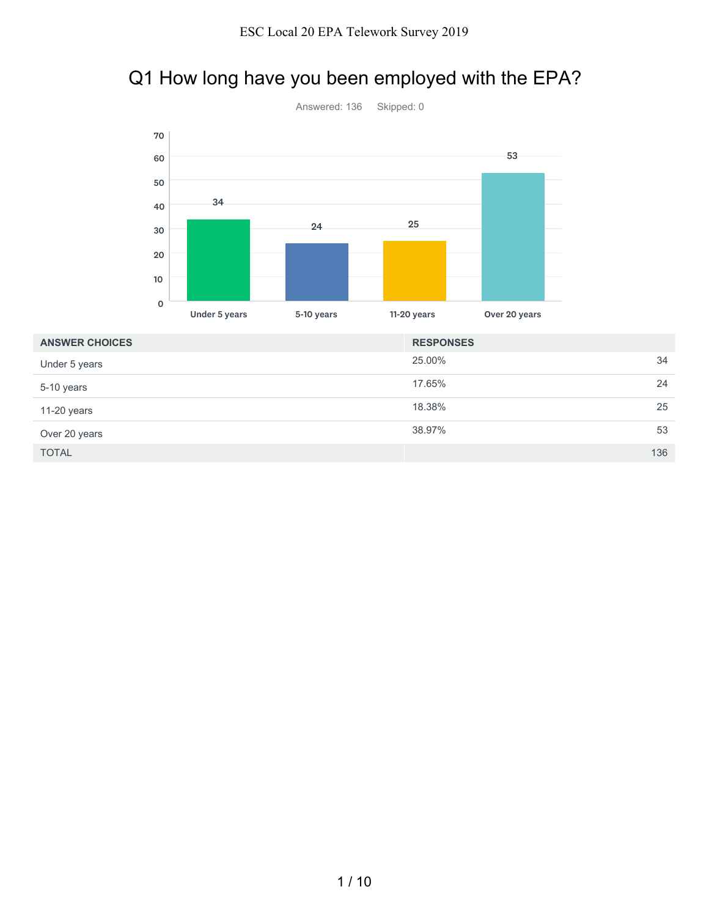# Q1 How long have you been employed with the EPA?

Answered: 136    Skipped: 0

| ANSWER CHOICES | RESPONSES | |
|---|---|---|
| Under 5 years | 25.00% | 34 |
| 5-10 years | 17.65% | 24 |
| 11-20 years | 18.38% | 25 |
| Over 20 years | 38.97% | 53 |
| TOTAL | | 136 |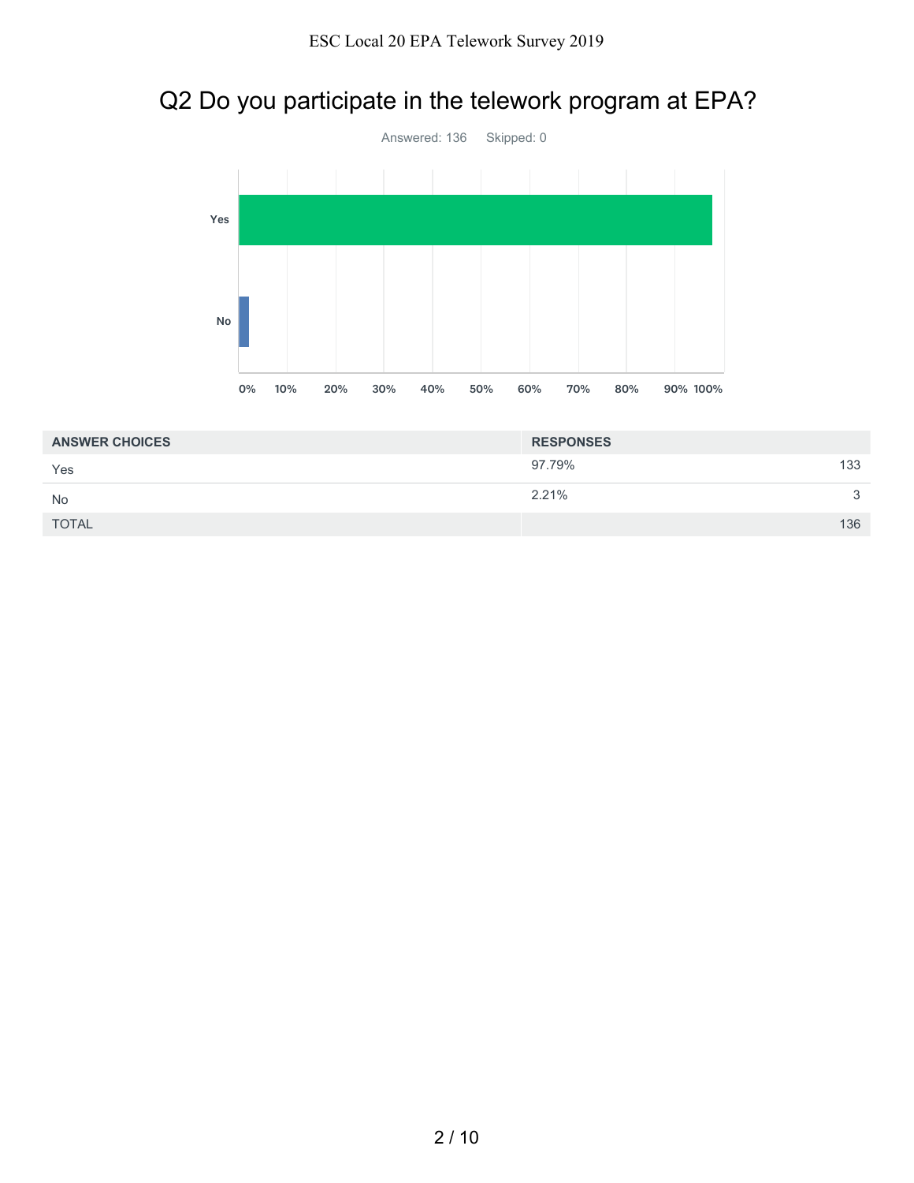# Q2 Do you participate in the telework program at EPA?

Answered: 136 Skipped: 0

| ANSWER CHOICES | RESPONSES | |
|---|---|---|
| Yes | 97.79% | 133 |
| No | 2.21% | 3 |
| TOTAL | | 136 |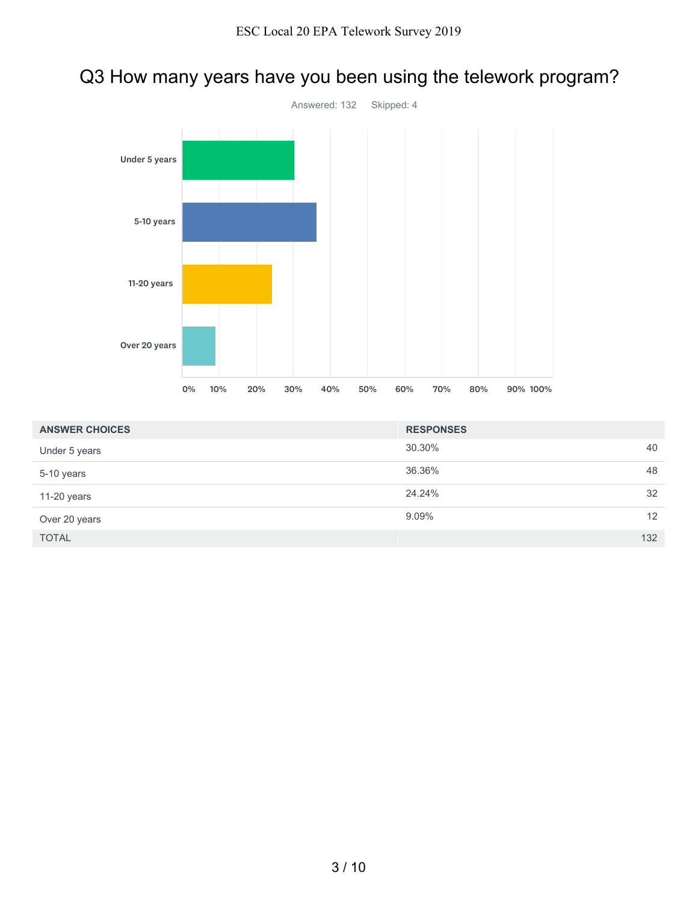# Q3 How many years have you been using the telework program?

Answered: 132 Skipped: 4

| ANSWER CHOICES | RESPONSES | |
|---|---|---|
| Under 5 years | 30.30% | 40 |
| 5-10 years | 36.36% | 48 |
| 11-20 years | 24.24% | 32 |
| Over 20 years | 9.09% | 12 |
| TOTAL | | 132 |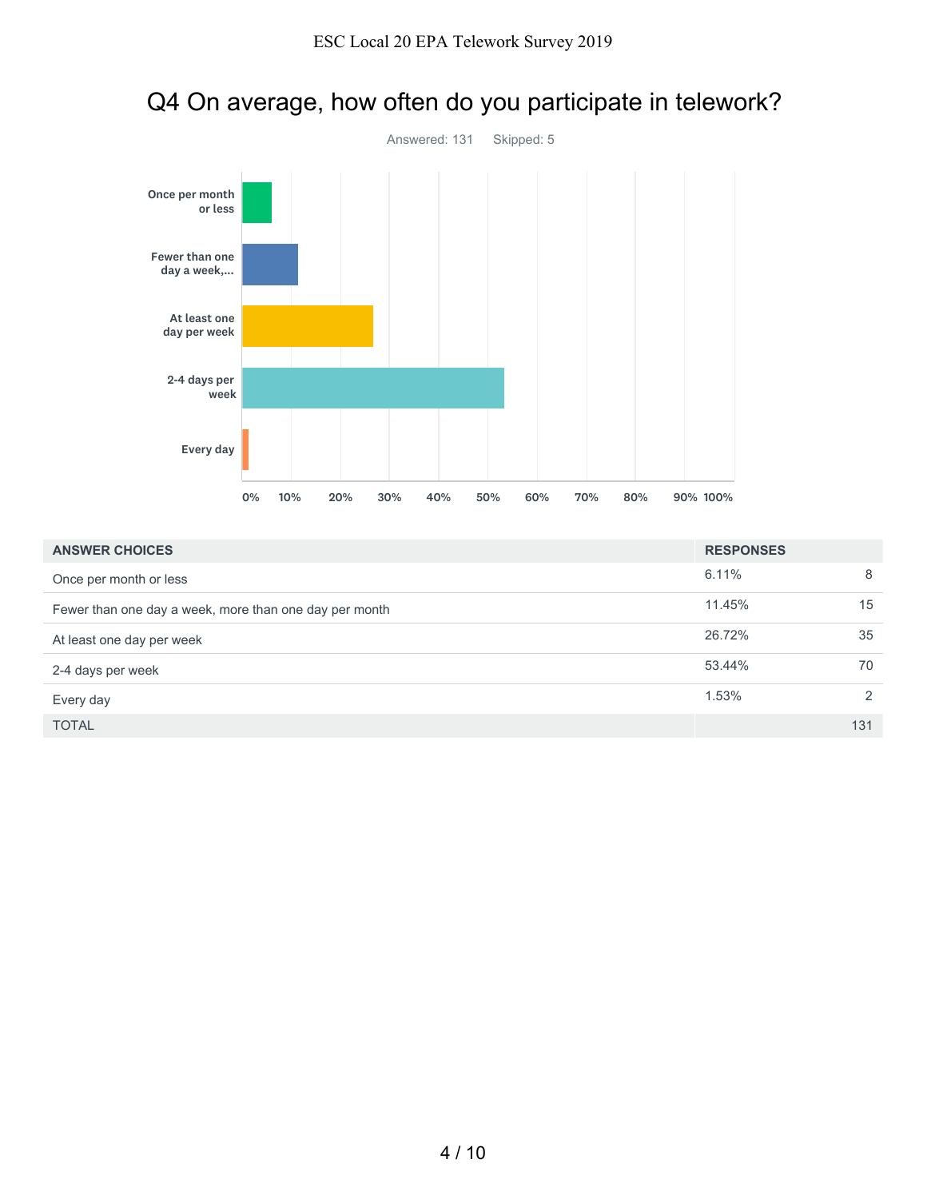# Q4 On average, how often do you participate in telework?

Answered: 131 Skipped: 5

| ANSWER CHOICES | RESPONSES | |
|---|---|---|
| Once per month or less | 6.11% | 8 |
| Fewer than one day a week, more than one day per month | 11.45% | 15 |
| At least one day per week | 26.72% | 35 |
| 2-4 days per week | 53.44% | 70 |
| Every day | 1.53% | 2 |
| TOTAL | | 131 |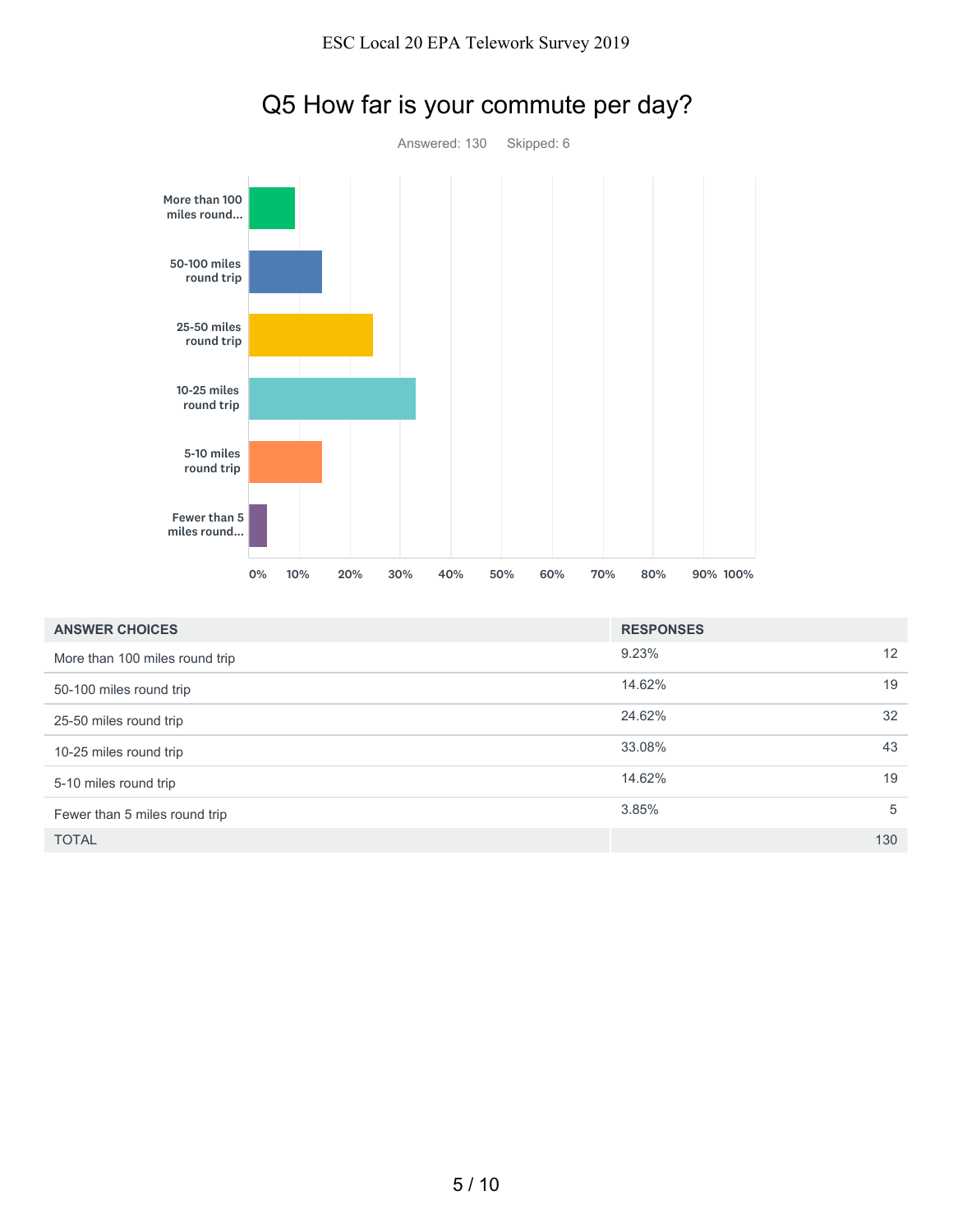# Q5 How far is your commute per day?

Answered: 130    Skipped: 6

| ANSWER CHOICES | RESPONSES | |
|---|---|---|
| More than 100 miles round trip | 9.23% | 12 |
| 50-100 miles round trip | 14.62% | 19 |
| 25-50 miles round trip | 24.62% | 32 |
| 10-25 miles round trip | 33.08% | 43 |
| 5-10 miles round trip | 14.62% | 19 |
| Fewer than 5 miles round trip | 3.85% | 5 |
| TOTAL | | 130 |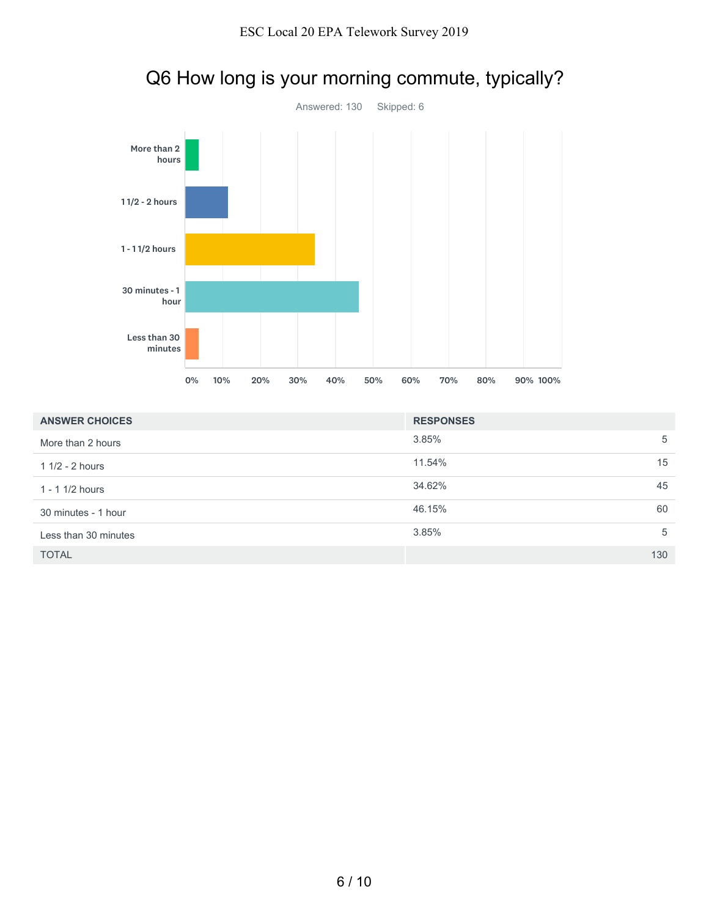## Q6 How long is your morning commute, typically?

Answered: 130 Skipped: 6

| ANSWER CHOICES | RESPONSES | |
|---|---|---|
| More than 2 hours | 3.85% | 5 |
| 1 1/2 - 2 hours | 11.54% | 15 |
| 1 - 1 1/2 hours | 34.62% | 45 |
| 30 minutes - 1 hour | 46.15% | 60 |
| Less than 30 minutes | 3.85% | 5 |
| TOTAL | | 130 |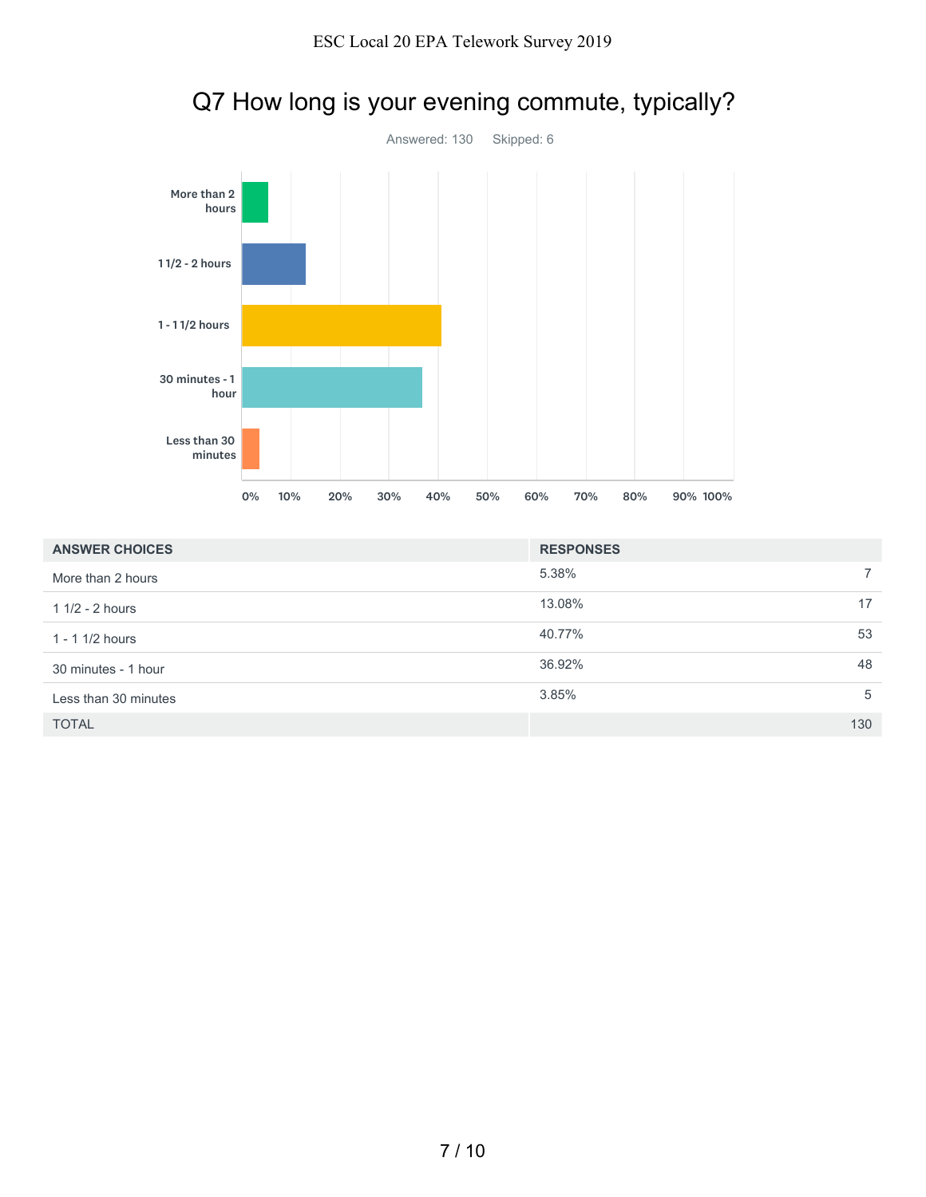## Q7 How long is your evening commute, typically?

Answered: 130 Skipped: 6

| ANSWER CHOICES | RESPONSES | |
|---|---|---|
| More than 2 hours | 5.38% | 7 |
| 1 1/2 - 2 hours | 13.08% | 17 |
| 1 - 1 1/2 hours | 40.77% | 53 |
| 30 minutes - 1 hour | 36.92% | 48 |
| Less than 30 minutes | 3.85% | 5 |
| TOTAL | | 130 |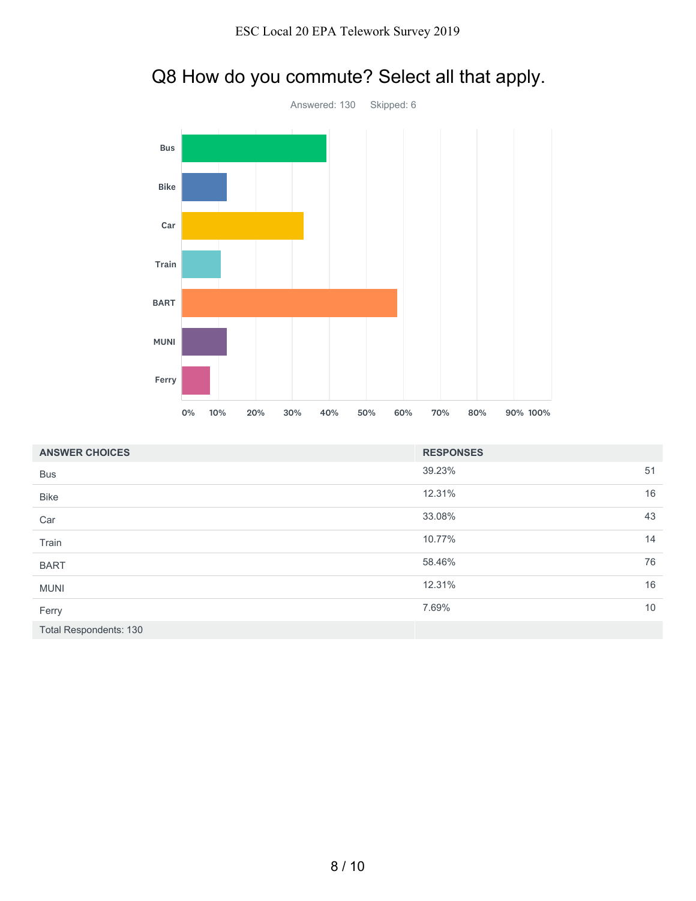# Q8 How do you commute? Select all that apply.

Answered: 130 Skipped: 6

| ANSWER CHOICES | RESPONSES | |
|---|---|---|
| Bus | 39.23% | 51 |
| Bike | 12.31% | 16 |
| Car | 33.08% | 43 |
| Train | 10.77% | 14 |
| BART | 58.46% | 76 |
| MUNI | 12.31% | 16 |
| Ferry | 7.69% | 10 |
| Total Respondents: 130 | | |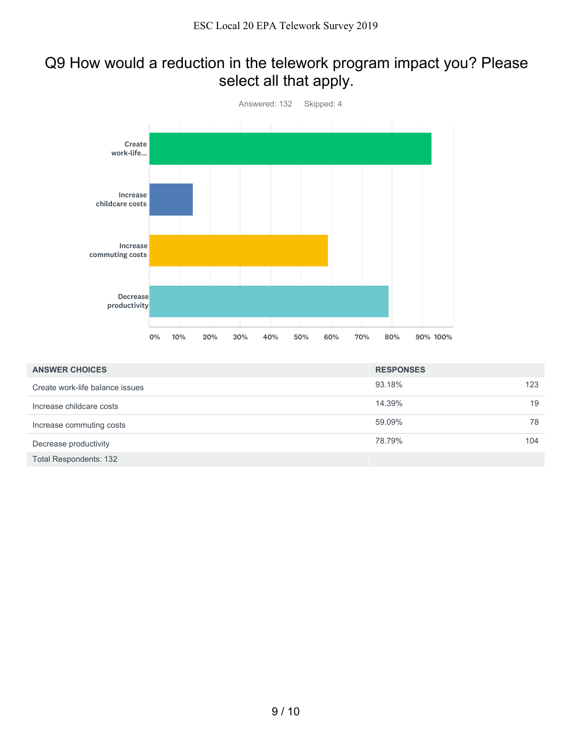# Q9 How would a reduction in the telework program impact you? Please select all that apply.

Answered: 132 Skipped: 4

| ANSWER CHOICES | RESPONSES | |
|---|---|---|
| Create work-life balance issues | 93.18% | 123 |
| Increase childcare costs | 14.39% | 19 |
| Increase commuting costs | 59.09% | 78 |
| Decrease productivity | 78.79% | 104 |
| Total Respondents: 132 | | |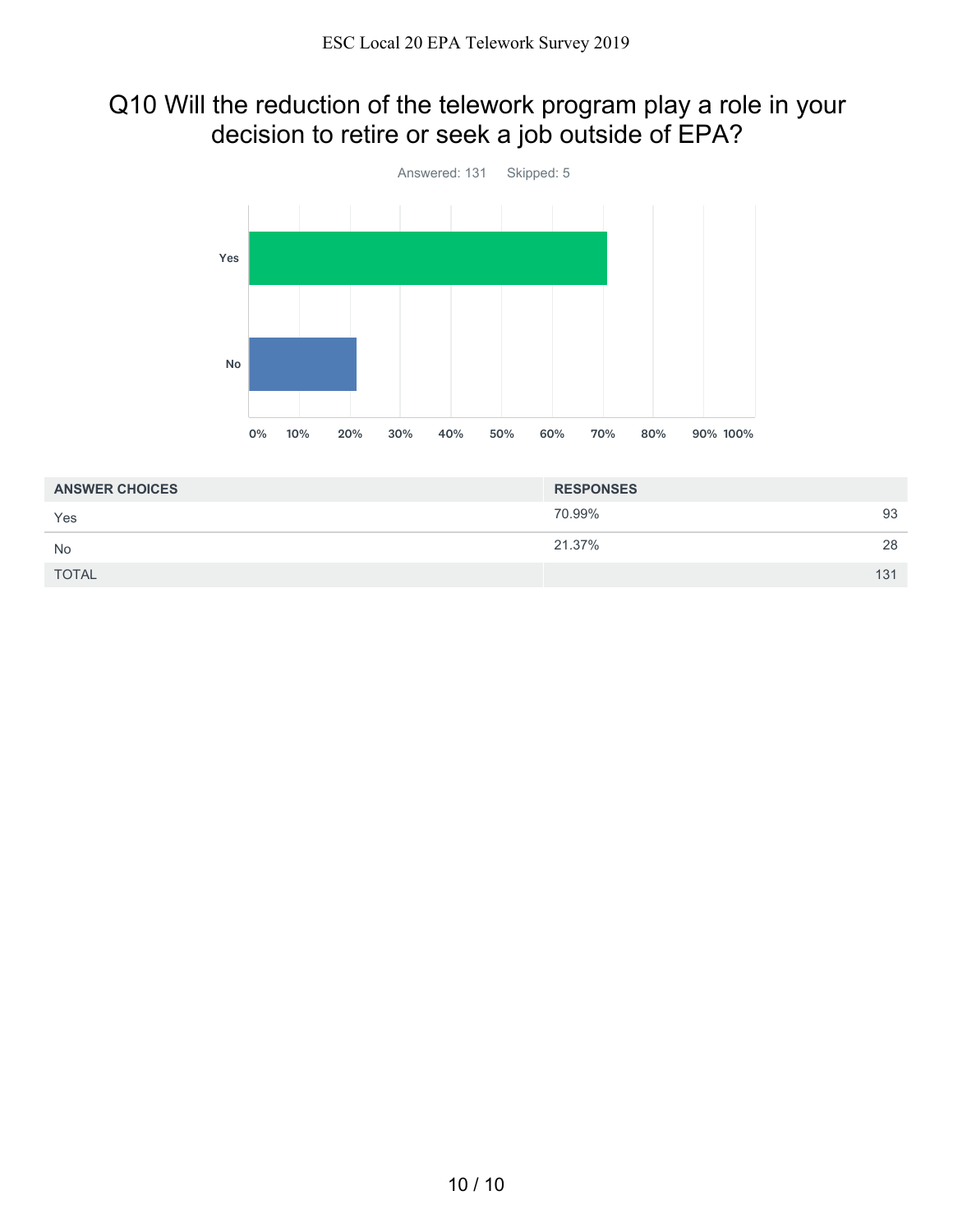## Q10 Will the reduction of the telework program play a role in your decision to retire or seek a job outside of EPA?

Answered: 131 Skipped: 5

Yes

No

0% 10% 20% 30% 40% 50% 60% 70% 80% 90% 100%

| ANSWER CHOICES | RESPONSES | |
|---|---|---|
| Yes | 70.99% | 93 |
| No | 21.37% | 28 |
| TOTAL | | 131 |